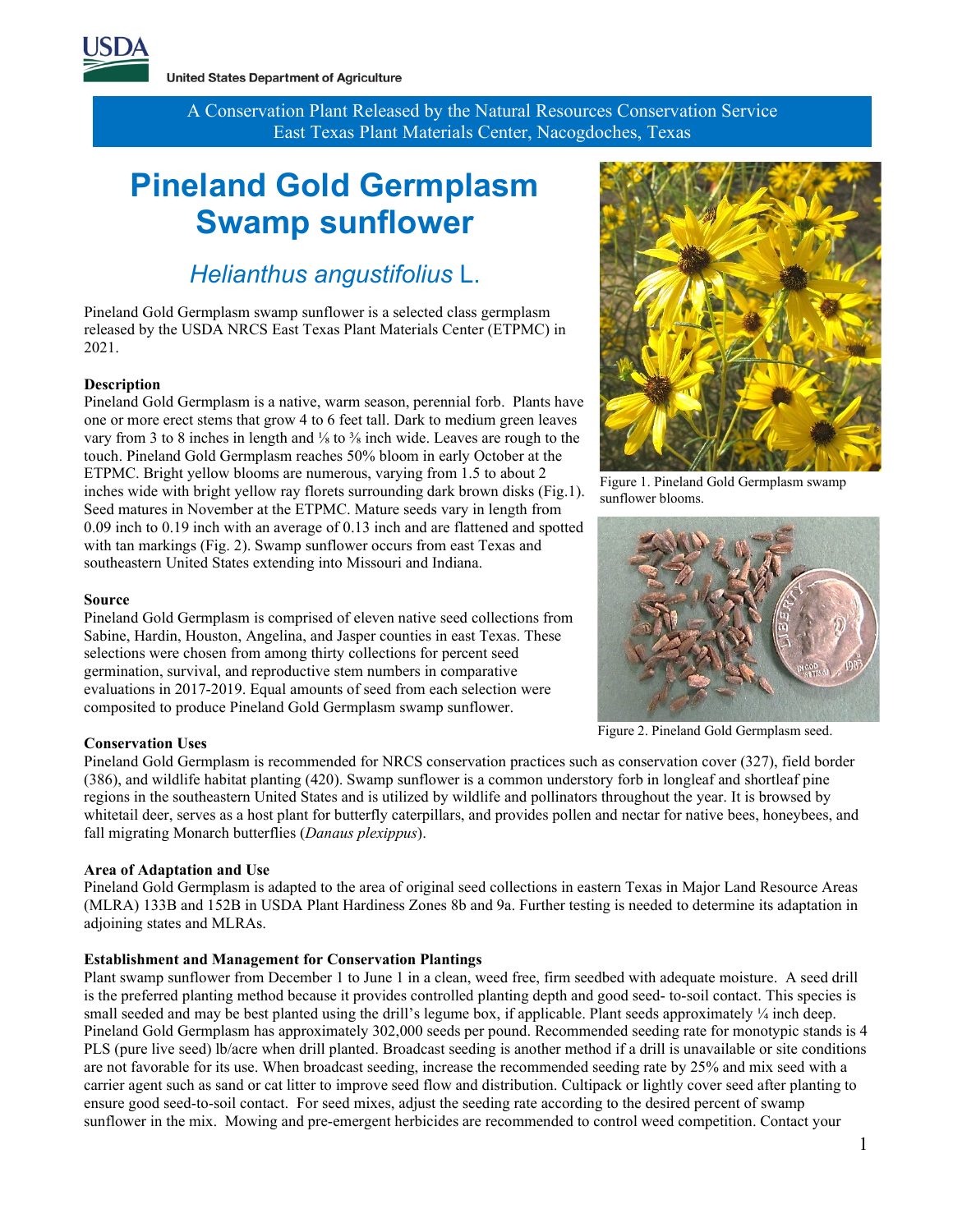A Conservation Plant Released by the Natural Resources Conservation Service
East Texas Plant Materials Center, Nacogdoches, Texas

# Pineland Gold Germplasm Swamp sunflower

## *Helianthus angustifolius* L.

Pineland Gold Germplasm swamp sunflower is a selected class germplasm released by the USDA NRCS East Texas Plant Materials Center (ETPMC) in 2021.

### Description

Pineland Gold Germplasm is a native, warm season, perennial forb. Plants have one or more erect stems that grow 4 to 6 feet tall. Dark to medium green leaves vary from 3 to 8 inches in length and ⅛ to ⅜ inch wide. Leaves are rough to the touch. Pineland Gold Germplasm reaches 50% bloom in early October at the ETPMC. Bright yellow blooms are numerous, varying from 1.5 to about 2 inches wide with bright yellow ray florets surrounding dark brown disks (Fig.1). Seed matures in November at the ETPMC. Mature seeds vary in length from 0.09 inch to 0.19 inch with an average of 0.13 inch and are flattened and spotted with tan markings (Fig. 2). Swamp sunflower occurs from east Texas and southeastern United States extending into Missouri and Indiana.

Figure 1. Pineland Gold Germplasm swamp sunflower blooms.

Figure 2. Pineland Gold Germplasm seed.

### Source

Pineland Gold Germplasm is comprised of eleven native seed collections from Sabine, Hardin, Houston, Angelina, and Jasper counties in east Texas. These selections were chosen from among thirty collections for percent seed germination, survival, and reproductive stem numbers in comparative evaluations in 2017-2019. Equal amounts of seed from each selection were composited to produce Pineland Gold Germplasm swamp sunflower.

### Conservation Uses

Pineland Gold Germplasm is recommended for NRCS conservation practices such as conservation cover (327), field border (386), and wildlife habitat planting (420). Swamp sunflower is a common understory forb in longleaf and shortleaf pine regions in the southeastern United States and is utilized by wildlife and pollinators throughout the year. It is browsed by whitetail deer, serves as a host plant for butterfly caterpillars, and provides pollen and nectar for native bees, honeybees, and fall migrating Monarch butterflies (*Danaus plexippus*).

### Area of Adaptation and Use

Pineland Gold Germplasm is adapted to the area of original seed collections in eastern Texas in Major Land Resource Areas (MLRA) 133B and 152B in USDA Plant Hardiness Zones 8b and 9a. Further testing is needed to determine its adaptation in adjoining states and MLRAs.

### Establishment and Management for Conservation Plantings

Plant swamp sunflower from December 1 to June 1 in a clean, weed free, firm seedbed with adequate moisture. A seed drill is the preferred planting method because it provides controlled planting depth and good seed- to-soil contact. This species is small seeded and may be best planted using the drill's legume box, if applicable. Plant seeds approximately ¼ inch deep. Pineland Gold Germplasm has approximately 302,000 seeds per pound. Recommended seeding rate for monotypic stands is 4 PLS (pure live seed) lb/acre when drill planted. Broadcast seeding is another method if a drill is unavailable or site conditions are not favorable for its use. When broadcast seeding, increase the recommended seeding rate by 25% and mix seed with a carrier agent such as sand or cat litter to improve seed flow and distribution. Cultipack or lightly cover seed after planting to ensure good seed-to-soil contact. For seed mixes, adjust the seeding rate according to the desired percent of swamp sunflower in the mix. Mowing and pre-emergent herbicides are recommended to control weed competition. Contact your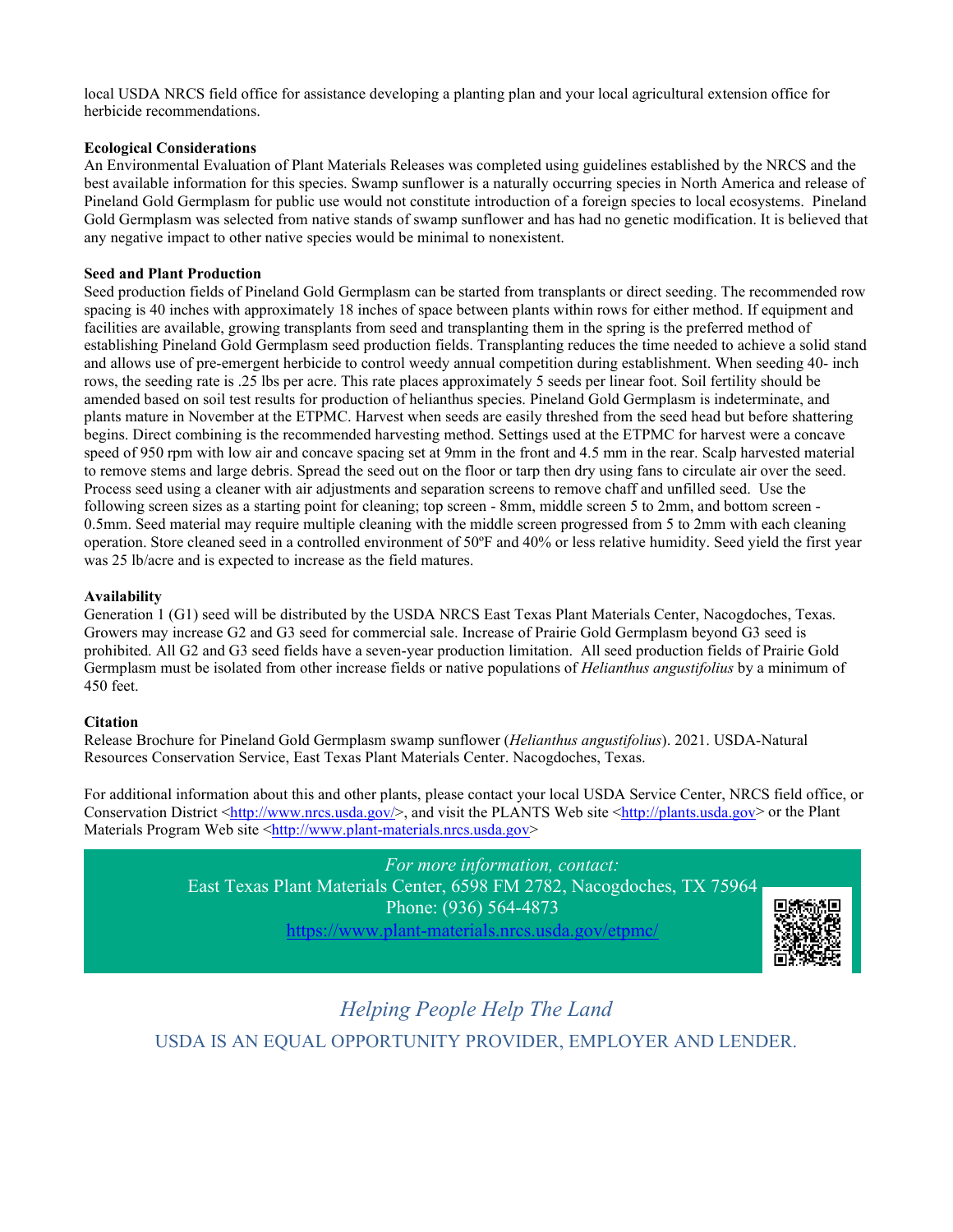local USDA NRCS field office for assistance developing a planting plan and your local agricultural extension office for herbicide recommendations.

**Ecological Considerations**

An Environmental Evaluation of Plant Materials Releases was completed using guidelines established by the NRCS and the best available information for this species. Swamp sunflower is a naturally occurring species in North America and release of Pineland Gold Germplasm for public use would not constitute introduction of a foreign species to local ecosystems. Pineland Gold Germplasm was selected from native stands of swamp sunflower and has had no genetic modification. It is believed that any negative impact to other native species would be minimal to nonexistent.

**Seed and Plant Production**

Seed production fields of Pineland Gold Germplasm can be started from transplants or direct seeding. The recommended row spacing is 40 inches with approximately 18 inches of space between plants within rows for either method. If equipment and facilities are available, growing transplants from seed and transplanting them in the spring is the preferred method of establishing Pineland Gold Germplasm seed production fields. Transplanting reduces the time needed to achieve a solid stand and allows use of pre-emergent herbicide to control weedy annual competition during establishment. When seeding 40- inch rows, the seeding rate is .25 lbs per acre. This rate places approximately 5 seeds per linear foot. Soil fertility should be amended based on soil test results for production of helianthus species. Pineland Gold Germplasm is indeterminate, and plants mature in November at the ETPMC. Harvest when seeds are easily threshed from the seed head but before shattering begins. Direct combining is the recommended harvesting method. Settings used at the ETPMC for harvest were a concave speed of 950 rpm with low air and concave spacing set at 9mm in the front and 4.5 mm in the rear. Scalp harvested material to remove stems and large debris. Spread the seed out on the floor or tarp then dry using fans to circulate air over the seed. Process seed using a cleaner with air adjustments and separation screens to remove chaff and unfilled seed. Use the following screen sizes as a starting point for cleaning; top screen - 8mm, middle screen 5 to 2mm, and bottom screen - 0.5mm. Seed material may require multiple cleaning with the middle screen progressed from 5 to 2mm with each cleaning operation. Store cleaned seed in a controlled environment of 50ºF and 40% or less relative humidity. Seed yield the first year was 25 lb/acre and is expected to increase as the field matures.

**Availability**

Generation 1 (G1) seed will be distributed by the USDA NRCS East Texas Plant Materials Center, Nacogdoches, Texas. Growers may increase G2 and G3 seed for commercial sale. Increase of Prairie Gold Germplasm beyond G3 seed is prohibited. All G2 and G3 seed fields have a seven-year production limitation. All seed production fields of Prairie Gold Germplasm must be isolated from other increase fields or native populations of *Helianthus angustifolius* by a minimum of 450 feet.

**Citation**

Release Brochure for Pineland Gold Germplasm swamp sunflower (*Helianthus angustifolius*). 2021. USDA-Natural Resources Conservation Service, East Texas Plant Materials Center. Nacogdoches, Texas.

For additional information about this and other plants, please contact your local USDA Service Center, NRCS field office, or Conservation District <http://www.nrcs.usda.gov/>, and visit the PLANTS Web site <http://plants.usda.gov> or the Plant Materials Program Web site <http://www.plant-materials.nrcs.usda.gov>

*For more information, contact:*
East Texas Plant Materials Center, 6598 FM 2782, Nacogdoches, TX 75964
Phone: (936) 564-4873
https://www.plant-materials.nrcs.usda.gov/etpmc/

*Helping People Help The Land*

USDA IS AN EQUAL OPPORTUNITY PROVIDER, EMPLOYER AND LENDER.